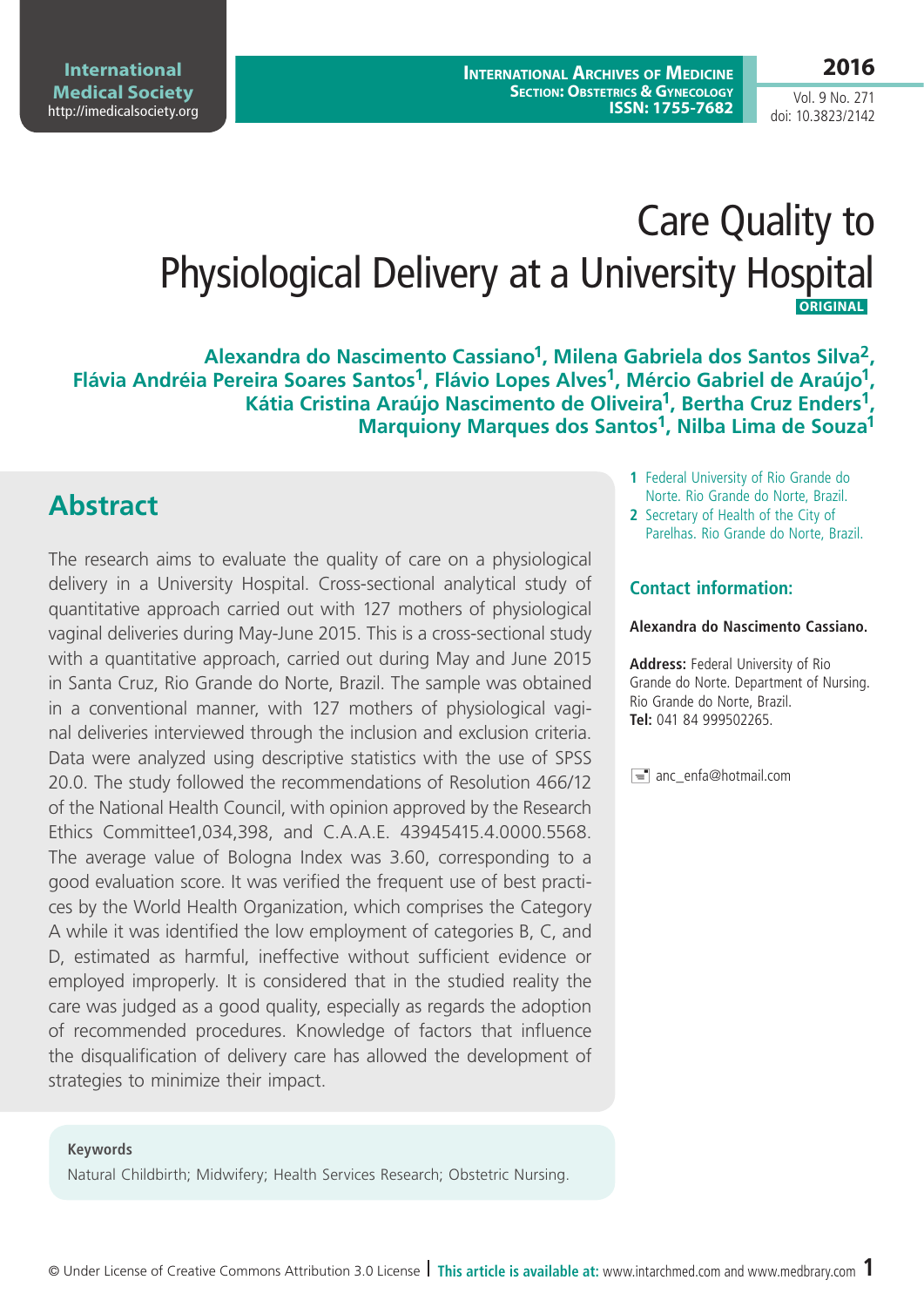# Care Quality to Physiological Delivery at a University Hospital

**ORIGINAL**

**Alexandra do Nascimento Cassiano[1], Milena Gabriela dos Santos Silva[2], Flávia Andréia Pereira Soares Santos[1], Flávio Lopes Alves[1], Mércio Gabriel de Araújo[1], Kátia Cristina Araújo Nascimento de Oliveira[1], Bertha Cruz Enders[1], Marquiony Marques dos Santos[1], Nilba Lima de Souza[1]**

1 Federal University of Rio Grande do Norte. Rio Grande do Norte, Brazil.

2 Secretary of Health of the City of Parelhas. Rio Grande do Norte, Brazil.

## Contact information:

**Alexandra do Nascimento Cassiano.**

**Address:** Federal University of Rio Grande do Norte. Department of Nursing. Rio Grande do Norte, Brazil.
**Tel:** 041 84 999502265.

anc_enfa@hotmail.com

## Abstract

The research aims to evaluate the quality of care on a physiological delivery in a University Hospital. Cross-sectional analytical study of quantitative approach carried out with 127 mothers of physiological vaginal deliveries during May-June 2015. This is a cross-sectional study with a quantitative approach, carried out during May and June 2015 in Santa Cruz, Rio Grande do Norte, Brazil. The sample was obtained in a conventional manner, with 127 mothers of physiological vaginal deliveries interviewed through the inclusion and exclusion criteria. Data were analyzed using descriptive statistics with the use of SPSS 20.0. The study followed the recommendations of Resolution 466/12 of the National Health Council, with opinion approved by the Research Ethics Committee1,034,398, and C.A.A.E. 43945415.4.0000.5568. The average value of Bologna Index was 3.60, corresponding to a good evaluation score. It was verified the frequent use of best practices by the World Health Organization, which comprises the Category A while it was identified the low employment of categories B, C, and D, estimated as harmful, ineffective without sufficient evidence or employed improperly. It is considered that in the studied reality the care was judged as a good quality, especially as regards the adoption of recommended procedures. Knowledge of factors that influence the disqualification of delivery care has allowed the development of strategies to minimize their impact.

### Keywords

Natural Childbirth; Midwifery; Health Services Research; Obstetric Nursing.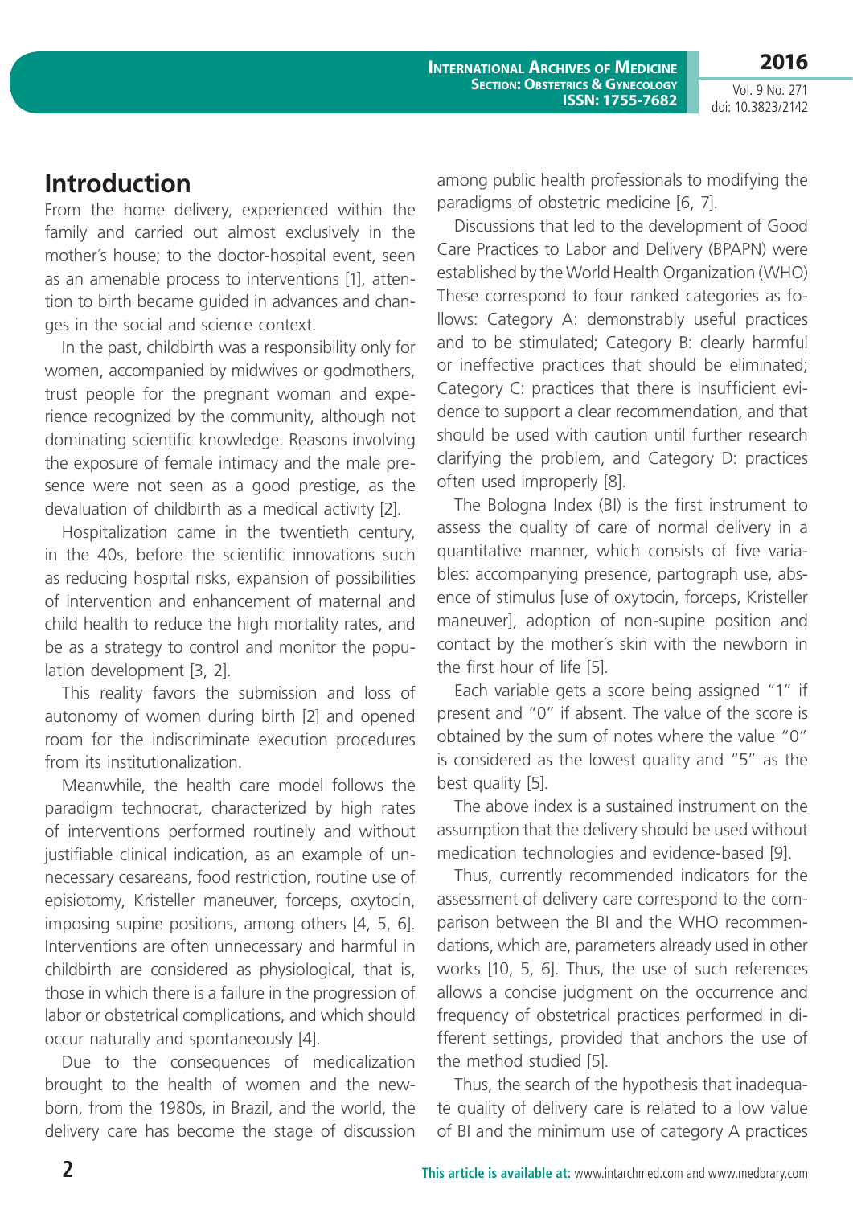## Introduction

From the home delivery, experienced within the family and carried out almost exclusively in the mother´s house; to the doctor-hospital event, seen as an amenable process to interventions [1], attention to birth became guided in advances and changes in the social and science context.

In the past, childbirth was a responsibility only for women, accompanied by midwives or godmothers, trust people for the pregnant woman and experience recognized by the community, although not dominating scientific knowledge. Reasons involving the exposure of female intimacy and the male presence were not seen as a good prestige, as the devaluation of childbirth as a medical activity [2].

Hospitalization came in the twentieth century, in the 40s, before the scientific innovations such as reducing hospital risks, expansion of possibilities of intervention and enhancement of maternal and child health to reduce the high mortality rates, and be as a strategy to control and monitor the population development [3, 2].

This reality favors the submission and loss of autonomy of women during birth [2] and opened room for the indiscriminate execution procedures from its institutionalization.

Meanwhile, the health care model follows the paradigm technocrat, characterized by high rates of interventions performed routinely and without justifiable clinical indication, as an example of unnecessary cesareans, food restriction, routine use of episiotomy, Kristeller maneuver, forceps, oxytocin, imposing supine positions, among others [4, 5, 6]. Interventions are often unnecessary and harmful in childbirth are considered as physiological, that is, those in which there is a failure in the progression of labor or obstetrical complications, and which should occur naturally and spontaneously [4].

Due to the consequences of medicalization brought to the health of women and the newborn, from the 1980s, in Brazil, and the world, the delivery care has become the stage of discussion among public health professionals to modifying the paradigms of obstetric medicine [6, 7].

Discussions that led to the development of Good Care Practices to Labor and Delivery (BPAPN) were established by the World Health Organization (WHO) These correspond to four ranked categories as follows: Category A: demonstrably useful practices and to be stimulated; Category B: clearly harmful or ineffective practices that should be eliminated; Category C: practices that there is insufficient evidence to support a clear recommendation, and that should be used with caution until further research clarifying the problem, and Category D: practices often used improperly [8].

The Bologna Index (BI) is the first instrument to assess the quality of care of normal delivery in a quantitative manner, which consists of five variables: accompanying presence, partograph use, absence of stimulus [use of oxytocin, forceps, Kristeller maneuver], adoption of non-supine position and contact by the mother´s skin with the newborn in the first hour of life [5].

Each variable gets a score being assigned "1" if present and "0" if absent. The value of the score is obtained by the sum of notes where the value "0" is considered as the lowest quality and "5" as the best quality [5].

The above index is a sustained instrument on the assumption that the delivery should be used without medication technologies and evidence-based [9].

Thus, currently recommended indicators for the assessment of delivery care correspond to the comparison between the BI and the WHO recommendations, which are, parameters already used in other works [10, 5, 6]. Thus, the use of such references allows a concise judgment on the occurrence and frequency of obstetrical practices performed in different settings, provided that anchors the use of the method studied [5].

Thus, the search of the hypothesis that inadequate quality of delivery care is related to a low value of BI and the minimum use of category A practices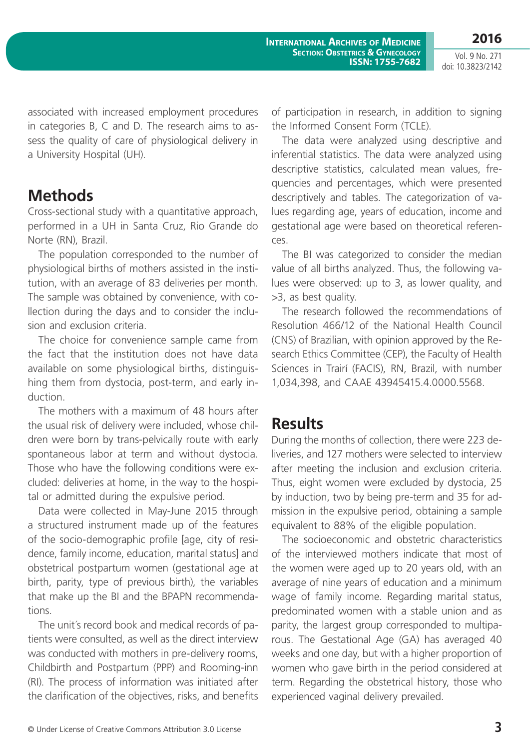associated with increased employment procedures in categories B, C and D. The research aims to assess the quality of care of physiological delivery in a University Hospital (UH).

## Methods

Cross-sectional study with a quantitative approach, performed in a UH in Santa Cruz, Rio Grande do Norte (RN), Brazil.

The population corresponded to the number of physiological births of mothers assisted in the institution, with an average of 83 deliveries per month. The sample was obtained by convenience, with collection during the days and to consider the inclusion and exclusion criteria.

The choice for convenience sample came from the fact that the institution does not have data available on some physiological births, distinguishing them from dystocia, post-term, and early induction.

The mothers with a maximum of 48 hours after the usual risk of delivery were included, whose children were born by trans-pelvically route with early spontaneous labor at term and without dystocia. Those who have the following conditions were excluded: deliveries at home, in the way to the hospital or admitted during the expulsive period.

Data were collected in May-June 2015 through a structured instrument made up of the features of the socio-demographic profile [age, city of residence, family income, education, marital status] and obstetrical postpartum women (gestational age at birth, parity, type of previous birth), the variables that make up the BI and the BPAPN recommendations.

The unit´s record book and medical records of patients were consulted, as well as the direct interview was conducted with mothers in pre-delivery rooms, Childbirth and Postpartum (PPP) and Rooming-inn (RI). The process of information was initiated after the clarification of the objectives, risks, and benefits of participation in research, in addition to signing the Informed Consent Form (TCLE).

The data were analyzed using descriptive and inferential statistics. The data were analyzed using descriptive statistics, calculated mean values, frequencies and percentages, which were presented descriptively and tables. The categorization of values regarding age, years of education, income and gestational age were based on theoretical references.

The BI was categorized to consider the median value of all births analyzed. Thus, the following values were observed: up to 3, as lower quality, and >3, as best quality.

The research followed the recommendations of Resolution 466/12 of the National Health Council (CNS) of Brazilian, with opinion approved by the Research Ethics Committee (CEP), the Faculty of Health Sciences in Trairí (FACIS), RN, Brazil, with number 1,034,398, and CAAE 43945415.4.0000.5568.

## Results

During the months of collection, there were 223 deliveries, and 127 mothers were selected to interview after meeting the inclusion and exclusion criteria. Thus, eight women were excluded by dystocia, 25 by induction, two by being pre-term and 35 for admission in the expulsive period, obtaining a sample equivalent to 88% of the eligible population.

The socioeconomic and obstetric characteristics of the interviewed mothers indicate that most of the women were aged up to 20 years old, with an average of nine years of education and a minimum wage of family income. Regarding marital status, predominated women with a stable union and as parity, the largest group corresponded to multiparous. The Gestational Age (GA) has averaged 40 weeks and one day, but with a higher proportion of women who gave birth in the period considered at term. Regarding the obstetrical history, those who experienced vaginal delivery prevailed.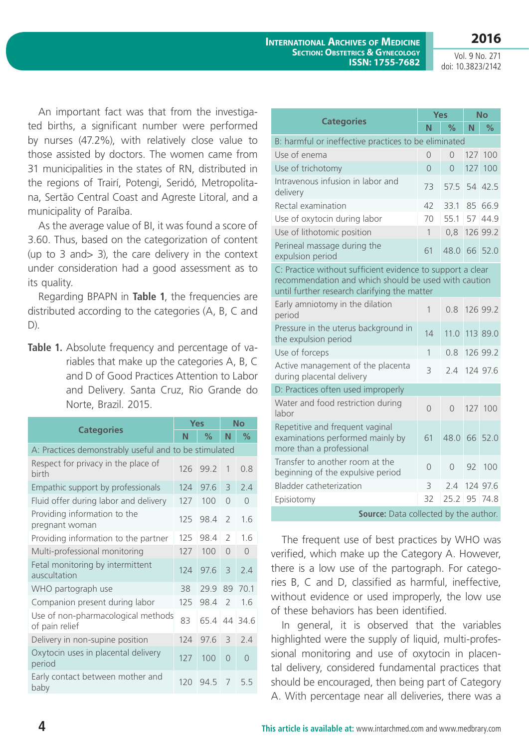An important fact was that from the investigated births, a significant number were performed by nurses (47.2%), with relatively close value to those assisted by doctors. The women came from 31 municipalities in the states of RN, distributed in the regions of Trairí, Potegi, Seridó, Metropolitana, Sertão Central Coast and Agreste Litoral, and a municipality of Paraíba.

As the average value of BI, it was found a score of 3.60. Thus, based on the categorization of content (up to 3 and> 3), the care delivery in the context under consideration had a good assessment as to its quality.

Regarding BPAPN in **Table 1**, the frequencies are distributed according to the categories (A, B, C and D).

**Table 1.** Absolute frequency and percentage of variables that make up the categories A, B, C and D of Good Practices Attention to Labor and Delivery. Santa Cruz, Rio Grande do Norte, Brazil. 2015.

| Categories | Yes | | No | |
|---|---|---|---|---|
| | N | % | N | % |
| A: Practices demonstrably useful and to be stimulated | | | | |
| Respect for privacy in the place of birth | 126 | 99.2 | 1 | 0.8 |
| Empathic support by professionals | 124 | 97.6 | 3 | 2.4 |
| Fluid offer during labor and delivery | 127 | 100 | 0 | 0 |
| Providing information to the pregnant woman | 125 | 98.4 | 2 | 1.6 |
| Providing information to the partner | 125 | 98.4 | 2 | 1.6 |
| Multi-professional monitoring | 127 | 100 | 0 | 0 |
| Fetal monitoring by intermittent auscultation | 124 | 97.6 | 3 | 2.4 |
| WHO partograph use | 38 | 29.9 | 89 | 70.1 |
| Companion present during labor | 125 | 98.4 | 2 | 1.6 |
| Use of non-pharmacological methods of pain relief | 83 | 65.4 | 44 | 34.6 |
| Delivery in non-supine position | 124 | 97.6 | 3 | 2.4 |
| Oxytocin uses in placental delivery period | 127 | 100 | 0 | 0 |
| Early contact between mother and baby | 120 | 94.5 | 7 | 5.5 |
| B: harmful or ineffective practices to be eliminated | | | | |
| Use of enema | 0 | 0 | 127 | 100 |
| Use of trichotomy | 0 | 0 | 127 | 100 |
| Intravenous infusion in labor and delivery | 73 | 57.5 | 54 | 42.5 |
| Rectal examination | 42 | 33.1 | 85 | 66.9 |
| Use of oxytocin during labor | 70 | 55.1 | 57 | 44.9 |
| Use of lithotomic position | 1 | 0,8 | 126 | 99.2 |
| Perineal massage during the expulsion period | 61 | 48.0 | 66 | 52.0 |
| C: Practice without sufficient evidence to support a clear recommendation and which should be used with caution until further research clarifying the matter | | | | |
| Early amniotomy in the dilation period | 1 | 0.8 | 126 | 99.2 |
| Pressure in the uterus background in the expulsion period | 14 | 11.0 | 113 | 89.0 |
| Use of forceps | 1 | 0.8 | 126 | 99.2 |
| Active management of the placenta during placental delivery | 3 | 2.4 | 124 | 97.6 |
| D: Practices often used improperly | | | | |
| Water and food restriction during labor | 0 | 0 | 127 | 100 |
| Repetitive and frequent vaginal examinations performed mainly by more than a professional | 61 | 48.0 | 66 | 52.0 |
| Transfer to another room at the beginning of the expulsive period | 0 | 0 | 92 | 100 |
| Bladder catheterization | 3 | 2.4 | 124 | 97.6 |
| Episiotomy | 32 | 25.2 | 95 | 74.8 |

**Source:** Data collected by the author.

The frequent use of best practices by WHO was verified, which make up the Category A. However, there is a low use of the partograph. For categories B, C and D, classified as harmful, ineffective, without evidence or used improperly, the low use of these behaviors has been identified.

In general, it is observed that the variables highlighted were the supply of liquid, multi-professional monitoring and use of oxytocin in placental delivery, considered fundamental practices that should be encouraged, then being part of Category A. With percentage near all deliveries, there was a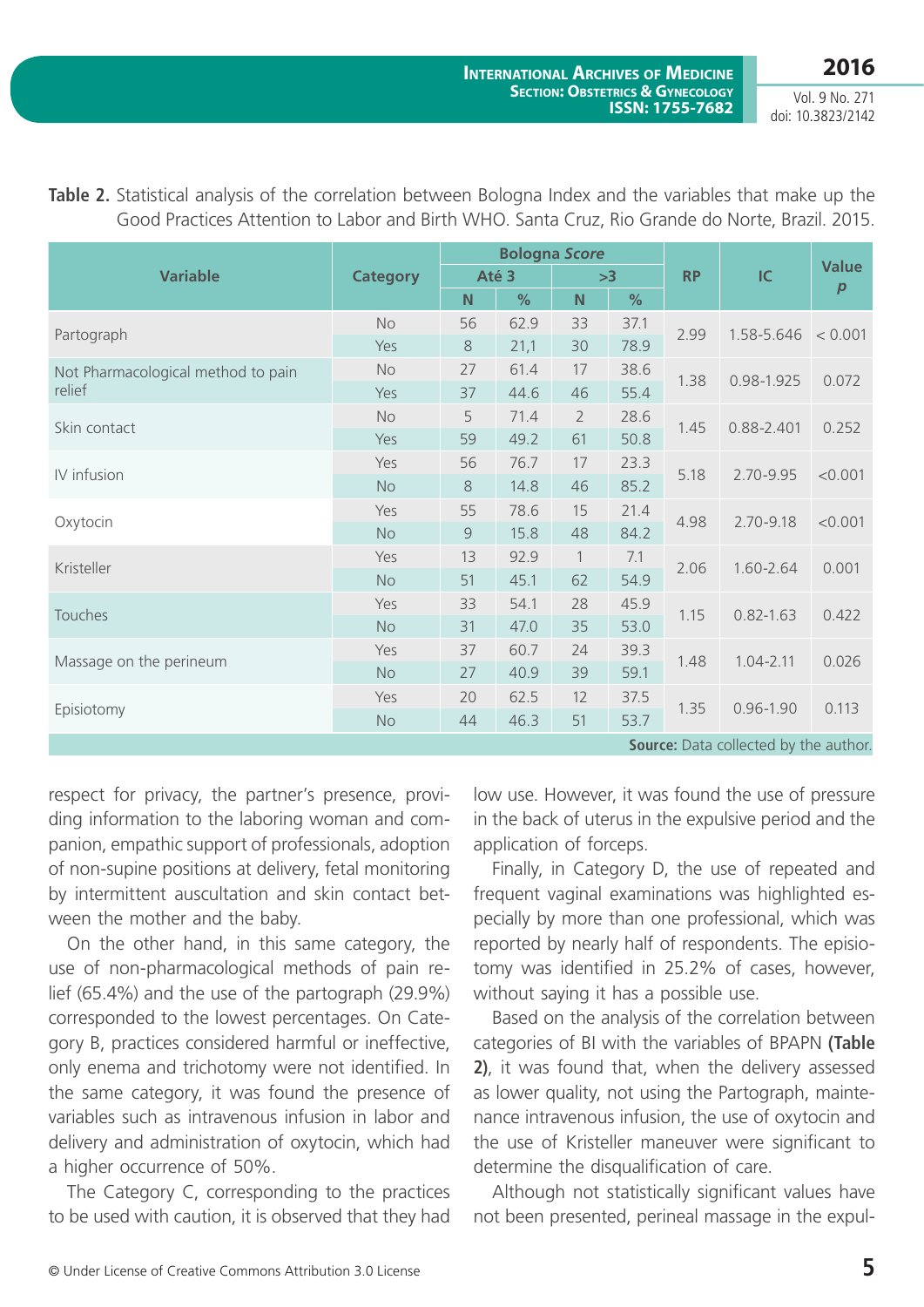**Table 2.** Statistical analysis of the correlation between Bologna Index and the variables that make up the Good Practices Attention to Labor and Birth WHO. Santa Cruz, Rio Grande do Norte, Brazil. 2015.

| Variable | Category | Bologna *Score* | | | | RP | IC | Value *p* |
|---|---|---|---|---|---|---|---|---|
| | | Até 3 | | >3 | | | | |
| | | N | % | N | % | | | |
| Partograph | No | 56 | 62.9 | 33 | 37.1 | 2.99 | 1.58-5.646 | < 0.001 |
| | Yes | 8 | 21,1 | 30 | 78.9 | | | |
| Not Pharmacological method to pain relief | No | 27 | 61.4 | 17 | 38.6 | 1.38 | 0.98-1.925 | 0.072 |
| | Yes | 37 | 44.6 | 46 | 55.4 | | | |
| Skin contact | No | 5 | 71.4 | 2 | 28.6 | 1.45 | 0.88-2.401 | 0.252 |
| | Yes | 59 | 49.2 | 61 | 50.8 | | | |
| IV infusion | Yes | 56 | 76.7 | 17 | 23.3 | 5.18 | 2.70-9.95 | <0.001 |
| | No | 8 | 14.8 | 46 | 85.2 | | | |
| Oxytocin | Yes | 55 | 78.6 | 15 | 21.4 | 4.98 | 2.70-9.18 | <0.001 |
| | No | 9 | 15.8 | 48 | 84.2 | | | |
| Kristeller | Yes | 13 | 92.9 | 1 | 7.1 | 2.06 | 1.60-2.64 | 0.001 |
| | No | 51 | 45.1 | 62 | 54.9 | | | |
| Touches | Yes | 33 | 54.1 | 28 | 45.9 | 1.15 | 0.82-1.63 | 0.422 |
| | No | 31 | 47.0 | 35 | 53.0 | | | |
| Massage on the perineum | Yes | 37 | 60.7 | 24 | 39.3 | 1.48 | 1.04-2.11 | 0.026 |
| | No | 27 | 40.9 | 39 | 59.1 | | | |
| Episiotomy | Yes | 20 | 62.5 | 12 | 37.5 | 1.35 | 0.96-1.90 | 0.113 |
| | No | 44 | 46.3 | 51 | 53.7 | | | |

**Source:** Data collected by the author.

respect for privacy, the partner's presence, providing information to the laboring woman and companion, empathic support of professionals, adoption of non-supine positions at delivery, fetal monitoring by intermittent auscultation and skin contact between the mother and the baby.

On the other hand, in this same category, the use of non-pharmacological methods of pain relief (65.4%) and the use of the partograph (29.9%) corresponded to the lowest percentages. On Category B, practices considered harmful or ineffective, only enema and trichotomy were not identified. In the same category, it was found the presence of variables such as intravenous infusion in labor and delivery and administration of oxytocin, which had a higher occurrence of 50%.

The Category C, corresponding to the practices to be used with caution, it is observed that they had low use. However, it was found the use of pressure in the back of uterus in the expulsive period and the application of forceps.

Finally, in Category D, the use of repeated and frequent vaginal examinations was highlighted especially by more than one professional, which was reported by nearly half of respondents. The episiotomy was identified in 25.2% of cases, however, without saying it has a possible use.

Based on the analysis of the correlation between categories of BI with the variables of BPAPN **(Table 2)**, it was found that, when the delivery assessed as lower quality, not using the Partograph, maintenance intravenous infusion, the use of oxytocin and the use of Kristeller maneuver were significant to determine the disqualification of care.

Although not statistically significant values have not been presented, perineal massage in the expul-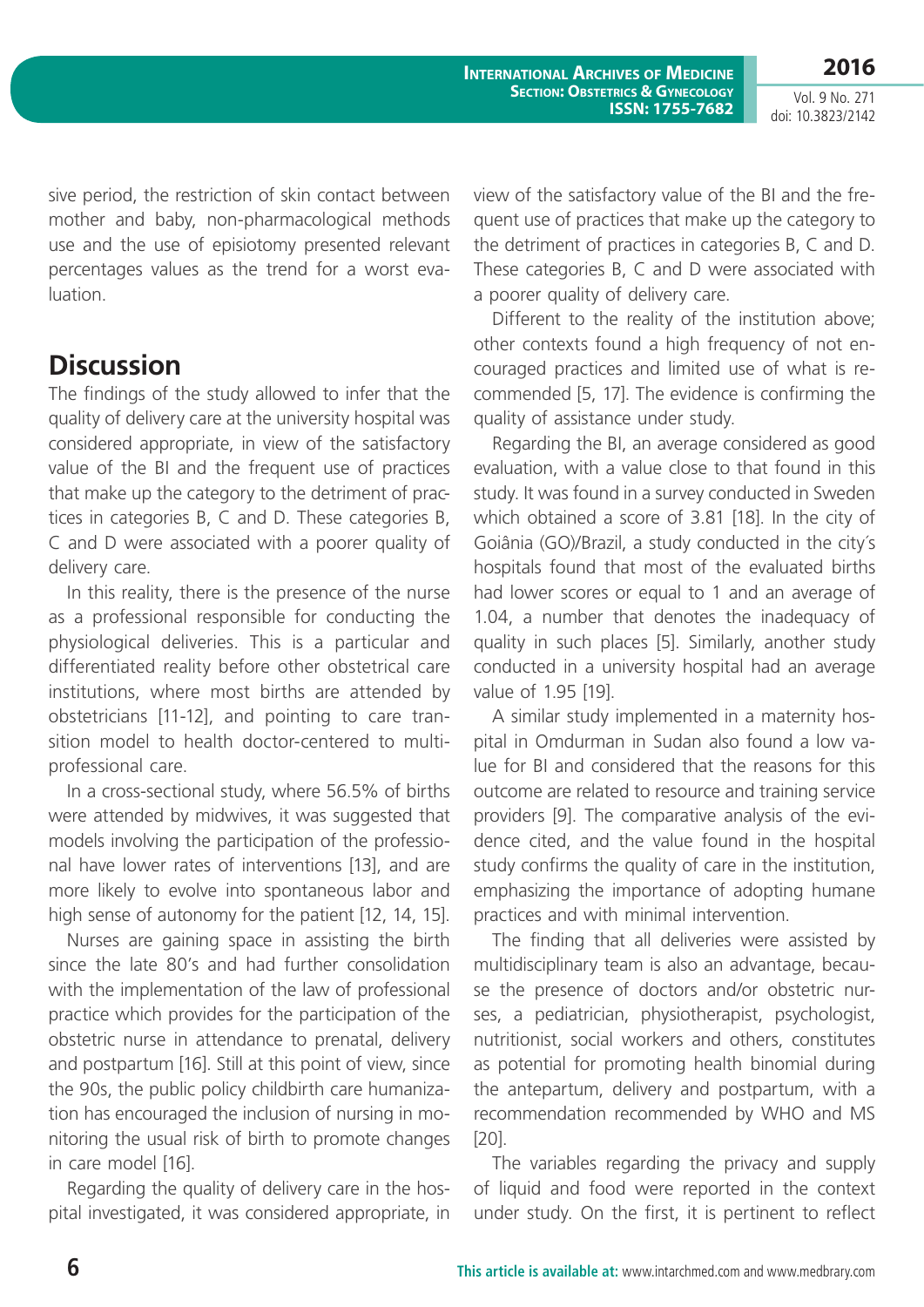sive period, the restriction of skin contact between mother and baby, non-pharmacological methods use and the use of episiotomy presented relevant percentages values as the trend for a worst evaluation.

## Discussion

The findings of the study allowed to infer that the quality of delivery care at the university hospital was considered appropriate, in view of the satisfactory value of the BI and the frequent use of practices that make up the category to the detriment of practices in categories B, C and D. These categories B, C and D were associated with a poorer quality of delivery care.

In this reality, there is the presence of the nurse as a professional responsible for conducting the physiological deliveries. This is a particular and differentiated reality before other obstetrical care institutions, where most births are attended by obstetricians [11-12], and pointing to care transition model to health doctor-centered to multi-professional care.

In a cross-sectional study, where 56.5% of births were attended by midwives, it was suggested that models involving the participation of the professional have lower rates of interventions [13], and are more likely to evolve into spontaneous labor and high sense of autonomy for the patient [12, 14, 15].

Nurses are gaining space in assisting the birth since the late 80's and had further consolidation with the implementation of the law of professional practice which provides for the participation of the obstetric nurse in attendance to prenatal, delivery and postpartum [16]. Still at this point of view, since the 90s, the public policy childbirth care humanization has encouraged the inclusion of nursing in monitoring the usual risk of birth to promote changes in care model [16].

Regarding the quality of delivery care in the hospital investigated, it was considered appropriate, in view of the satisfactory value of the BI and the frequent use of practices that make up the category to the detriment of practices in categories B, C and D. These categories B, C and D were associated with a poorer quality of delivery care.

Different to the reality of the institution above; other contexts found a high frequency of not encouraged practices and limited use of what is recommended [5, 17]. The evidence is confirming the quality of assistance under study.

Regarding the BI, an average considered as good evaluation, with a value close to that found in this study. It was found in a survey conducted in Sweden which obtained a score of 3.81 [18]. In the city of Goiânia (GO)/Brazil, a study conducted in the city´s hospitals found that most of the evaluated births had lower scores or equal to 1 and an average of 1.04, a number that denotes the inadequacy of quality in such places [5]. Similarly, another study conducted in a university hospital had an average value of 1.95 [19].

A similar study implemented in a maternity hospital in Omdurman in Sudan also found a low value for BI and considered that the reasons for this outcome are related to resource and training service providers [9]. The comparative analysis of the evidence cited, and the value found in the hospital study confirms the quality of care in the institution, emphasizing the importance of adopting humane practices and with minimal intervention.

The finding that all deliveries were assisted by multidisciplinary team is also an advantage, because the presence of doctors and/or obstetric nurses, a pediatrician, physiotherapist, psychologist, nutritionist, social workers and others, constitutes as potential for promoting health binomial during the antepartum, delivery and postpartum, with a recommendation recommended by WHO and MS [20].

The variables regarding the privacy and supply of liquid and food were reported in the context under study. On the first, it is pertinent to reflect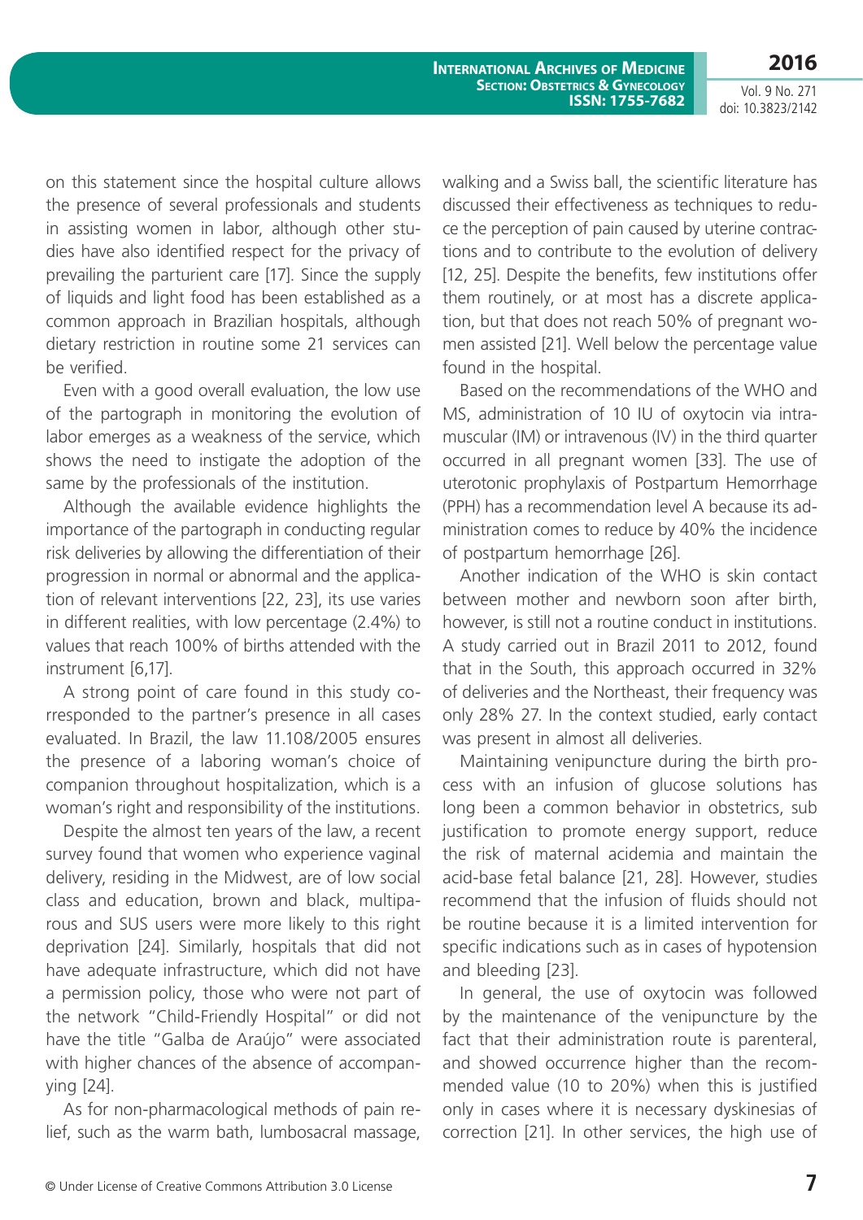on this statement since the hospital culture allows the presence of several professionals and students in assisting women in labor, although other studies have also identified respect for the privacy of prevailing the parturient care [17]. Since the supply of liquids and light food has been established as a common approach in Brazilian hospitals, although dietary restriction in routine some 21 services can be verified.

Even with a good overall evaluation, the low use of the partograph in monitoring the evolution of labor emerges as a weakness of the service, which shows the need to instigate the adoption of the same by the professionals of the institution.

Although the available evidence highlights the importance of the partograph in conducting regular risk deliveries by allowing the differentiation of their progression in normal or abnormal and the application of relevant interventions [22, 23], its use varies in different realities, with low percentage (2.4%) to values that reach 100% of births attended with the instrument [6,17].

A strong point of care found in this study corresponded to the partner's presence in all cases evaluated. In Brazil, the law 11.108/2005 ensures the presence of a laboring woman's choice of companion throughout hospitalization, which is a woman's right and responsibility of the institutions.

Despite the almost ten years of the law, a recent survey found that women who experience vaginal delivery, residing in the Midwest, are of low social class and education, brown and black, multiparous and SUS users were more likely to this right deprivation [24]. Similarly, hospitals that did not have adequate infrastructure, which did not have a permission policy, those who were not part of the network "Child-Friendly Hospital" or did not have the title "Galba de Araújo" were associated with higher chances of the absence of accompanying [24].

As for non-pharmacological methods of pain relief, such as the warm bath, lumbosacral massage, walking and a Swiss ball, the scientific literature has discussed their effectiveness as techniques to reduce the perception of pain caused by uterine contractions and to contribute to the evolution of delivery [12, 25]. Despite the benefits, few institutions offer them routinely, or at most has a discrete application, but that does not reach 50% of pregnant women assisted [21]. Well below the percentage value found in the hospital.

Based on the recommendations of the WHO and MS, administration of 10 IU of oxytocin via intramuscular (IM) or intravenous (IV) in the third quarter occurred in all pregnant women [33]. The use of uterotonic prophylaxis of Postpartum Hemorrhage (PPH) has a recommendation level A because its administration comes to reduce by 40% the incidence of postpartum hemorrhage [26].

Another indication of the WHO is skin contact between mother and newborn soon after birth, however, is still not a routine conduct in institutions. A study carried out in Brazil 2011 to 2012, found that in the South, this approach occurred in 32% of deliveries and the Northeast, their frequency was only 28% 27. In the context studied, early contact was present in almost all deliveries.

Maintaining venipuncture during the birth process with an infusion of glucose solutions has long been a common behavior in obstetrics, sub justification to promote energy support, reduce the risk of maternal acidemia and maintain the acid-base fetal balance [21, 28]. However, studies recommend that the infusion of fluids should not be routine because it is a limited intervention for specific indications such as in cases of hypotension and bleeding [23].

In general, the use of oxytocin was followed by the maintenance of the venipuncture by the fact that their administration route is parenteral, and showed occurrence higher than the recommended value (10 to 20%) when this is justified only in cases where it is necessary dyskinesias of correction [21]. In other services, the high use of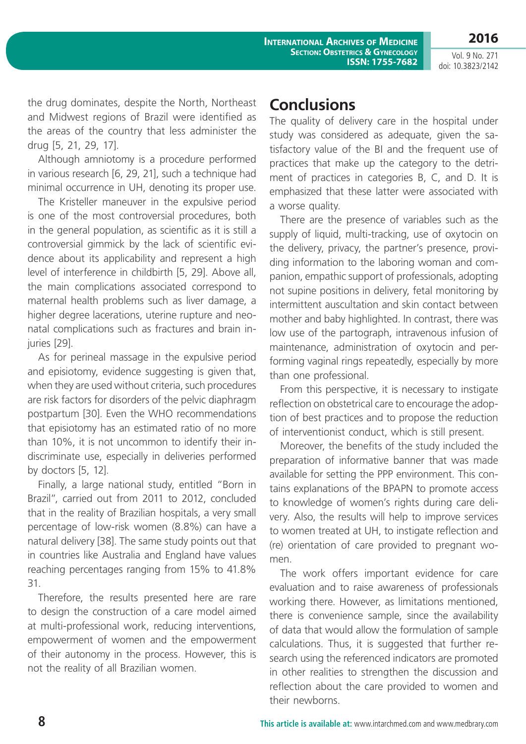the drug dominates, despite the North, Northeast and Midwest regions of Brazil were identified as the areas of the country that less administer the drug [5, 21, 29, 17].

Although amniotomy is a procedure performed in various research [6, 29, 21], such a technique had minimal occurrence in UH, denoting its proper use.

The Kristeller maneuver in the expulsive period is one of the most controversial procedures, both in the general population, as scientific as it is still a controversial gimmick by the lack of scientific evidence about its applicability and represent a high level of interference in childbirth [5, 29]. Above all, the main complications associated correspond to maternal health problems such as liver damage, a higher degree lacerations, uterine rupture and neonatal complications such as fractures and brain injuries [29].

As for perineal massage in the expulsive period and episiotomy, evidence suggesting is given that, when they are used without criteria, such procedures are risk factors for disorders of the pelvic diaphragm postpartum [30]. Even the WHO recommendations that episiotomy has an estimated ratio of no more than 10%, it is not uncommon to identify their indiscriminate use, especially in deliveries performed by doctors [5, 12].

Finally, a large national study, entitled "Born in Brazil", carried out from 2011 to 2012, concluded that in the reality of Brazilian hospitals, a very small percentage of low-risk women (8.8%) can have a natural delivery [38]. The same study points out that in countries like Australia and England have values reaching percentages ranging from 15% to 41.8% 31.

Therefore, the results presented here are rare to design the construction of a care model aimed at multi-professional work, reducing interventions, empowerment of women and the empowerment of their autonomy in the process. However, this is not the reality of all Brazilian women.

## Conclusions

The quality of delivery care in the hospital under study was considered as adequate, given the satisfactory value of the BI and the frequent use of practices that make up the category to the detriment of practices in categories B, C, and D. It is emphasized that these latter were associated with a worse quality.

There are the presence of variables such as the supply of liquid, multi-tracking, use of oxytocin on the delivery, privacy, the partner's presence, providing information to the laboring woman and companion, empathic support of professionals, adopting not supine positions in delivery, fetal monitoring by intermittent auscultation and skin contact between mother and baby highlighted. In contrast, there was low use of the partograph, intravenous infusion of maintenance, administration of oxytocin and performing vaginal rings repeatedly, especially by more than one professional.

From this perspective, it is necessary to instigate reflection on obstetrical care to encourage the adoption of best practices and to propose the reduction of interventionist conduct, which is still present.

Moreover, the benefits of the study included the preparation of informative banner that was made available for setting the PPP environment. This contains explanations of the BPAPN to promote access to knowledge of women's rights during care delivery. Also, the results will help to improve services to women treated at UH, to instigate reflection and (re) orientation of care provided to pregnant women.

The work offers important evidence for care evaluation and to raise awareness of professionals working there. However, as limitations mentioned, there is convenience sample, since the availability of data that would allow the formulation of sample calculations. Thus, it is suggested that further research using the referenced indicators are promoted in other realities to strengthen the discussion and reflection about the care provided to women and their newborns.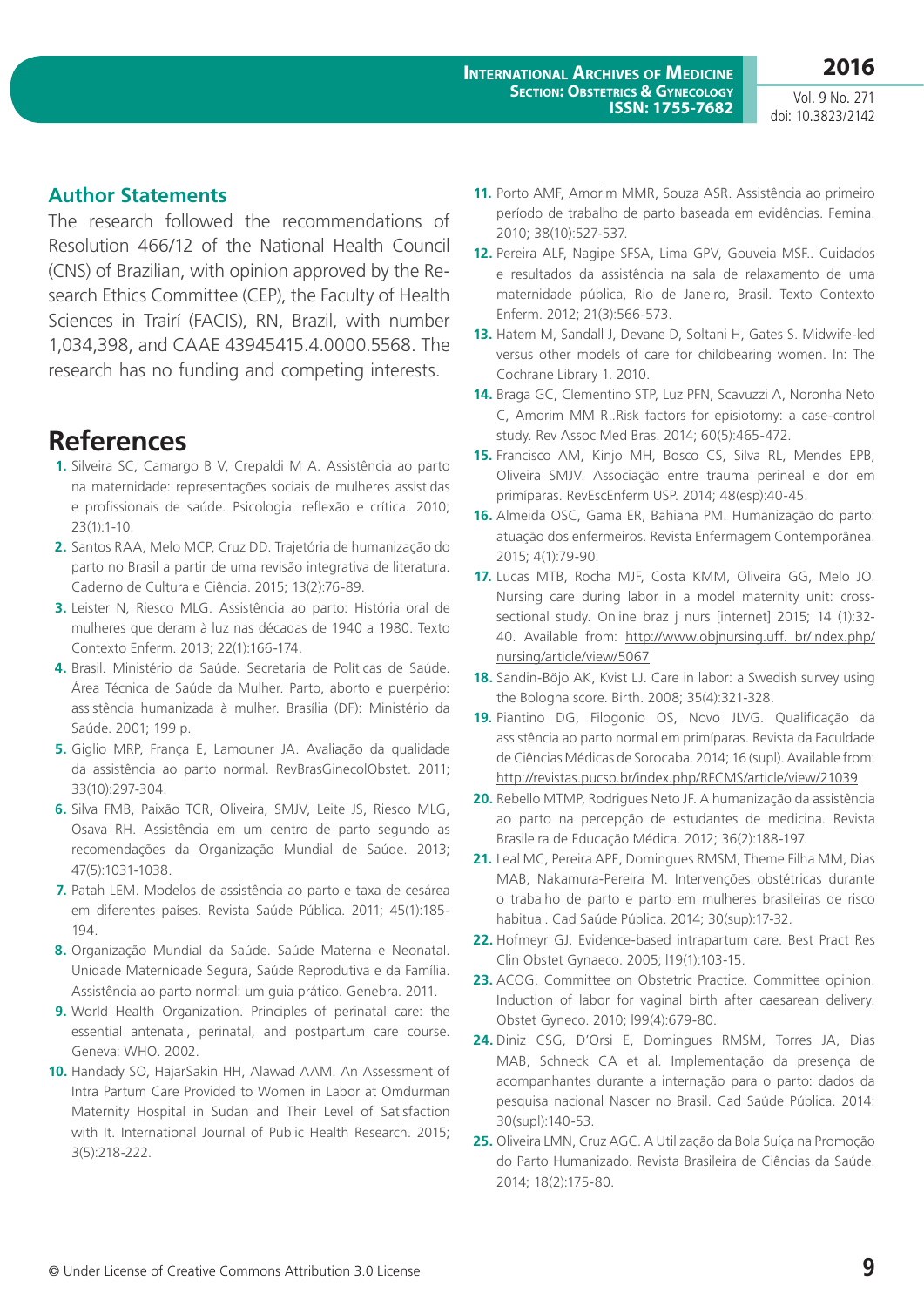## Author Statements

The research followed the recommendations of Resolution 466/12 of the National Health Council (CNS) of Brazilian, with opinion approved by the Research Ethics Committee (CEP), the Faculty of Health Sciences in Trairí (FACIS), RN, Brazil, with number 1,034,398, and CAAE 43945415.4.0000.5568. The research has no funding and competing interests.

# References

1. Silveira SC, Camargo B V, Crepaldi M A. Assistência ao parto na maternidade: representações sociais de mulheres assistidas e profissionais de saúde. Psicologia: reflexão e crítica. 2010; 23(1):1-10.
2. Santos RAA, Melo MCP, Cruz DD. Trajetória de humanização do parto no Brasil a partir de uma revisão integrativa de literatura. Caderno de Cultura e Ciência. 2015; 13(2):76-89.
3. Leister N, Riesco MLG. Assistência ao parto: História oral de mulheres que deram à luz nas décadas de 1940 a 1980. Texto Contexto Enferm. 2013; 22(1):166-174.
4. Brasil. Ministério da Saúde. Secretaria de Políticas de Saúde. Área Técnica de Saúde da Mulher. Parto, aborto e puerpério: assistência humanizada à mulher. Brasília (DF): Ministério da Saúde. 2001; 199 p.
5. Giglio MRP, França E, Lamouner JA. Avaliação da qualidade da assistência ao parto normal. RevBrasGinecolObstet. 2011; 33(10):297-304.
6. Silva FMB, Paixão TCR, Oliveira, SMJV, Leite JS, Riesco MLG, Osava RH. Assistência em um centro de parto segundo as recomendações da Organização Mundial de Saúde. 2013; 47(5):1031-1038.
7. Patah LEM. Modelos de assistência ao parto e taxa de cesárea em diferentes países. Revista Saúde Pública. 2011; 45(1):185-194.
8. Organização Mundial da Saúde. Saúde Materna e Neonatal. Unidade Maternidade Segura, Saúde Reprodutiva e da Família. Assistência ao parto normal: um guia prático. Genebra. 2011.
9. World Health Organization. Principles of perinatal care: the essential antenatal, perinatal, and postpartum care course. Geneva: WHO. 2002.
10. Handady SO, HajarSakin HH, Alawad AAM. An Assessment of Intra Partum Care Provided to Women in Labor at Omdurman Maternity Hospital in Sudan and Their Level of Satisfaction with It. International Journal of Public Health Research. 2015; 3(5):218-222.
11. Porto AMF, Amorim MMR, Souza ASR. Assistência ao primeiro período de trabalho de parto baseada em evidências. Femina. 2010; 38(10):527-537.
12. Pereira ALF, Nagipe SFSA, Lima GPV, Gouveia MSF.. Cuidados e resultados da assistência na sala de relaxamento de uma maternidade pública, Rio de Janeiro, Brasil. Texto Contexto Enferm. 2012; 21(3):566-573.
13. Hatem M, Sandall J, Devane D, Soltani H, Gates S. Midwife-led versus other models of care for childbearing women. In: The Cochrane Library 1. 2010.
14. Braga GC, Clementino STP, Luz PFN, Scavuzzi A, Noronha Neto C, Amorim MM R..Risk factors for episiotomy: a case-control study. Rev Assoc Med Bras. 2014; 60(5):465-472.
15. Francisco AM, Kinjo MH, Bosco CS, Silva RL, Mendes EPB, Oliveira SMJV. Associação entre trauma perineal e dor em primíparas. RevEscEnferm USP. 2014; 48(esp):40-45.
16. Almeida OSC, Gama ER, Bahiana PM. Humanização do parto: atuação dos enfermeiros. Revista Enfermagem Contemporânea. 2015; 4(1):79-90.
17. Lucas MTB, Rocha MJF, Costa KMM, Oliveira GG, Melo JO. Nursing care during labor in a model maternity unit: cross-sectional study. Online braz j nurs [internet] 2015; 14 (1):32-40. Available from: http://www.objnursing.uff. br/index.php/nursing/article/view/5067
18. Sandin-Böjo AK, Kvist LJ. Care in labor: a Swedish survey using the Bologna score. Birth. 2008; 35(4):321-328.
19. Piantino DG, Filogonio OS, Novo JLVG. Qualificação da assistência ao parto normal em primíparas. Revista da Faculdade de Ciências Médicas de Sorocaba. 2014; 16 (supl). Available from: http://revistas.pucsp.br/index.php/RFCMS/article/view/21039
20. Rebello MTMP, Rodrigues Neto JF. A humanização da assistência ao parto na percepção de estudantes de medicina. Revista Brasileira de Educação Médica. 2012; 36(2):188-197.
21. Leal MC, Pereira APE, Domingues RMSM, Theme Filha MM, Dias MAB, Nakamura-Pereira M. Intervenções obstétricas durante o trabalho de parto e parto em mulheres brasileiras de risco habitual. Cad Saúde Pública. 2014; 30(sup):17-32.
22. Hofmeyr GJ. Evidence-based intrapartum care. Best Pract Res Clin Obstet Gynaeco. 2005; l19(1):103-15.
23. ACOG. Committee on Obstetric Practice. Committee opinion. Induction of labor for vaginal birth after caesarean delivery. Obstet Gyneco. 2010; l99(4):679-80.
24. Diniz CSG, D'Orsi E, Domingues RMSM, Torres JA, Dias MAB, Schneck CA et al. Implementação da presença de acompanhantes durante a internação para o parto: dados da pesquisa nacional Nascer no Brasil. Cad Saúde Pública. 2014: 30(supl):140-53.
25. Oliveira LMN, Cruz AGC. A Utilização da Bola Suíça na Promoção do Parto Humanizado. Revista Brasileira de Ciências da Saúde. 2014; 18(2):175-80.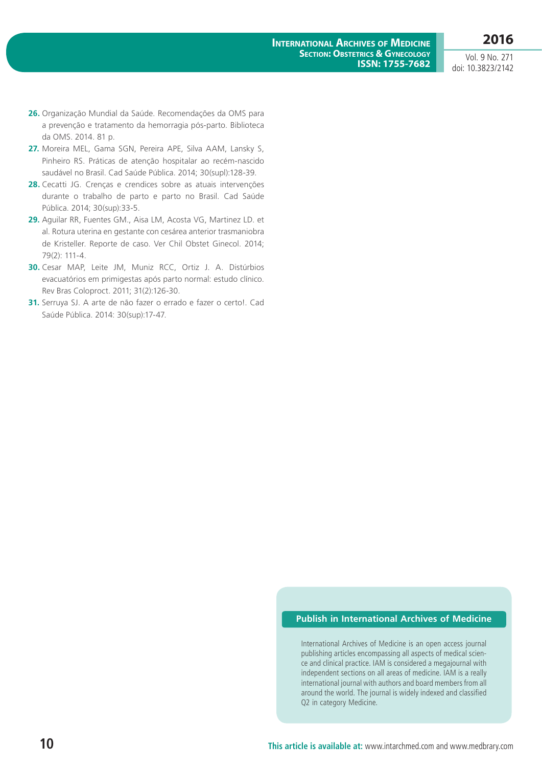26. Organização Mundial da Saúde. Recomendações da OMS para a prevenção e tratamento da hemorragia pós-parto. Biblioteca da OMS. 2014. 81 p.
27. Moreira MEL, Gama SGN, Pereira APE, Silva AAM, Lansky S, Pinheiro RS. Práticas de atenção hospitalar ao recém-nascido saudável no Brasil. Cad Saúde Pública. 2014; 30(supl):128-39.
28. Cecatti JG. Crenças e crendices sobre as atuais intervenções durante o trabalho de parto e parto no Brasil. Cad Saúde Pública. 2014; 30(sup):33-5.
29. Aguilar RR, Fuentes GM., Aisa LM, Acosta VG, Martinez LD. et al. Rotura uterina en gestante con cesárea anterior trasmaniobra de Kristeller. Reporte de caso. Ver Chil Obstet Ginecol. 2014; 79(2): 111-4.
30. Cesar MAP, Leite JM, Muniz RCC, Ortiz J. A. Distúrbios evacuatórios em primigestas após parto normal: estudo clínico. Rev Bras Coloproct. 2011; 31(2):126-30.
31. Serruya SJ. A arte de não fazer o errado e fazer o certo!. Cad Saúde Pública. 2014: 30(sup):17-47.

**Publish in International Archives of Medicine**

International Archives of Medicine is an open access journal publishing articles encompassing all aspects of medical science and clinical practice. IAM is considered a megajournal with independent sections on all areas of medicine. IAM is a really international journal with authors and board members from all around the world. The journal is widely indexed and classified Q2 in category Medicine.